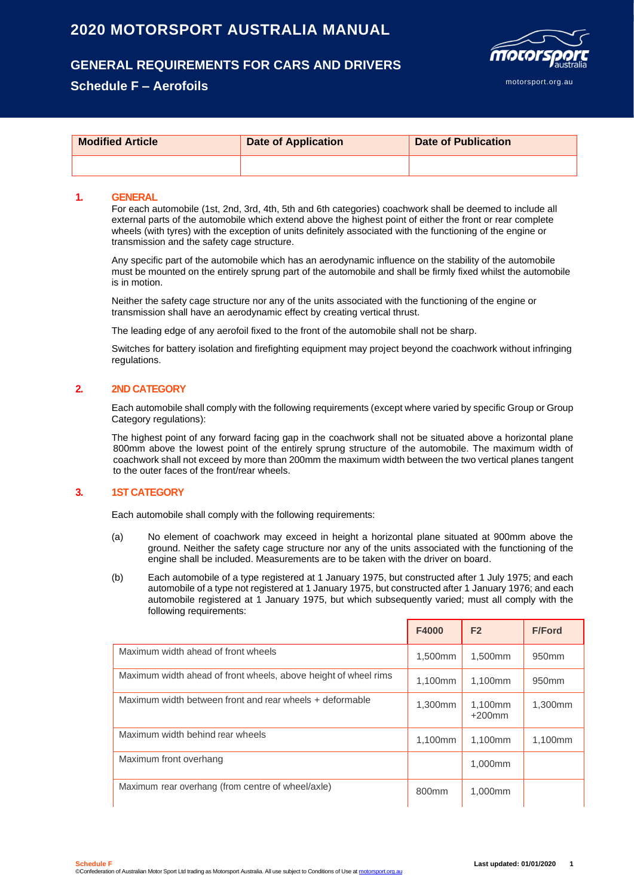# 2020 MOTORSPORT AUSTRALIA MANUAL

## GENERAL REQUIREMENTS FOR CARS AND DRIVERS

## Schedule F – Aerofoils

| Modified Article | Date of Application | Date of Publication |
|---|---|---|
| | | |

### 1. GENERAL

For each automobile (1st, 2nd, 3rd, 4th, 5th and 6th categories) coachwork shall be deemed to include all external parts of the automobile which extend above the highest point of either the front or rear complete wheels (with tyres) with the exception of units definitely associated with the functioning of the engine or transmission and the safety cage structure.

Any specific part of the automobile which has an aerodynamic influence on the stability of the automobile must be mounted on the entirely sprung part of the automobile and shall be firmly fixed whilst the automobile is in motion.

Neither the safety cage structure nor any of the units associated with the functioning of the engine or transmission shall have an aerodynamic effect by creating vertical thrust.

The leading edge of any aerofoil fixed to the front of the automobile shall not be sharp.

Switches for battery isolation and firefighting equipment may project beyond the coachwork without infringing regulations.

### 2. 2ND CATEGORY

Each automobile shall comply with the following requirements (except where varied by specific Group or Group Category regulations):

The highest point of any forward facing gap in the coachwork shall not be situated above a horizontal plane 800mm above the lowest point of the entirely sprung structure of the automobile. The maximum width of coachwork shall not exceed by more than 200mm the maximum width between the two vertical planes tangent to the outer faces of the front/rear wheels.

### 3. 1ST CATEGORY

Each automobile shall comply with the following requirements:

(a) No element of coachwork may exceed in height a horizontal plane situated at 900mm above the ground. Neither the safety cage structure nor any of the units associated with the functioning of the engine shall be included. Measurements are to be taken with the driver on board.

(b) Each automobile of a type registered at 1 January 1975, but constructed after 1 July 1975; and each automobile of a type not registered at 1 January 1975, but constructed after 1 January 1976; and each automobile registered at 1 January 1975, but which subsequently varied; must all comply with the following requirements:

| | F4000 | F2 | F/Ford |
|---|---|---|---|
| Maximum width ahead of front wheels | 1,500mm | 1,500mm | 950mm |
| Maximum width ahead of front wheels, above height of wheel rims | 1,100mm | 1,100mm | 950mm |
| Maximum width between front and rear wheels + deformable | 1,300mm | 1,100mm +200mm | 1,300mm |
| Maximum width behind rear wheels | 1,100mm | 1,100mm | 1,100mm |
| Maximum front overhang | | 1,000mm | |
| Maximum rear overhang (from centre of wheel/axle) | 800mm | 1,000mm | |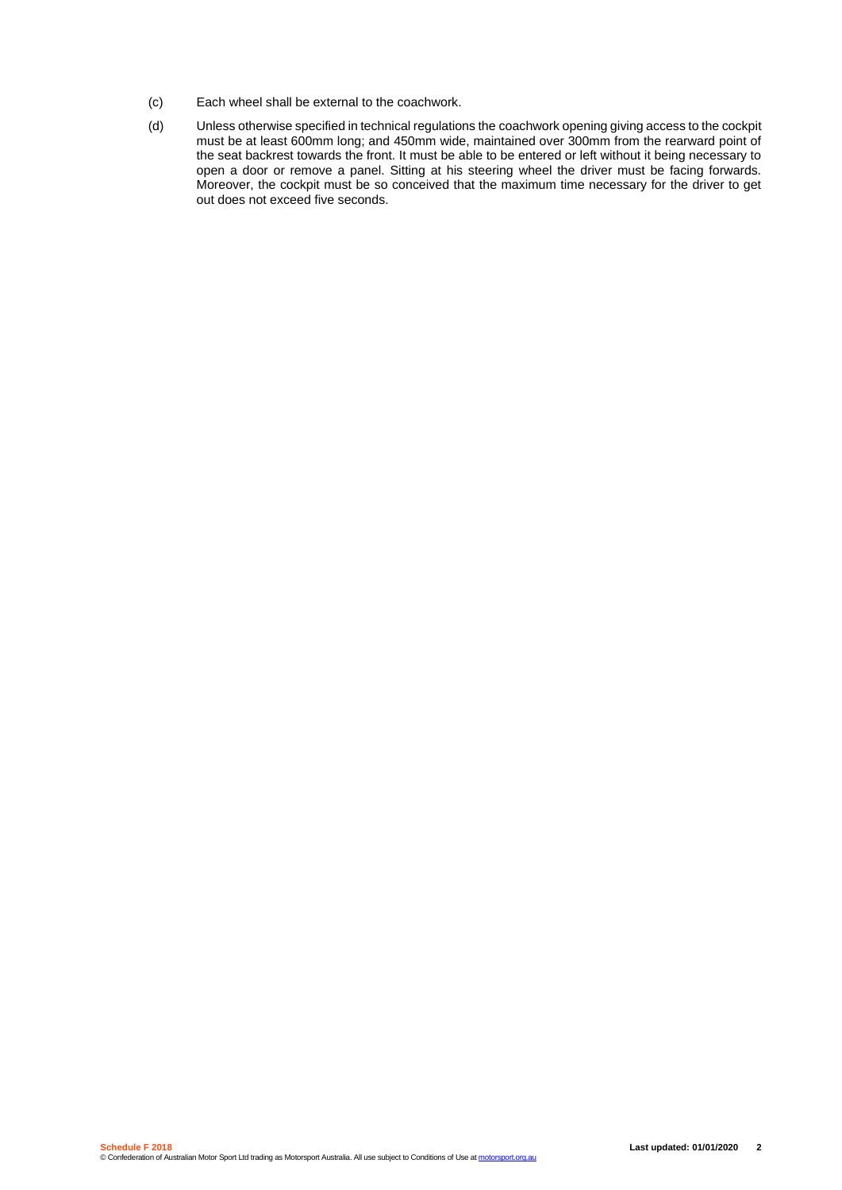(c) Each wheel shall be external to the coachwork.

(d) Unless otherwise specified in technical regulations the coachwork opening giving access to the cockpit must be at least 600mm long; and 450mm wide, maintained over 300mm from the rearward point of the seat backrest towards the front. It must be able to be entered or left without it being necessary to open a door or remove a panel. Sitting at his steering wheel the driver must be facing forwards. Moreover, the cockpit must be so conceived that the maximum time necessary for the driver to get out does not exceed five seconds.